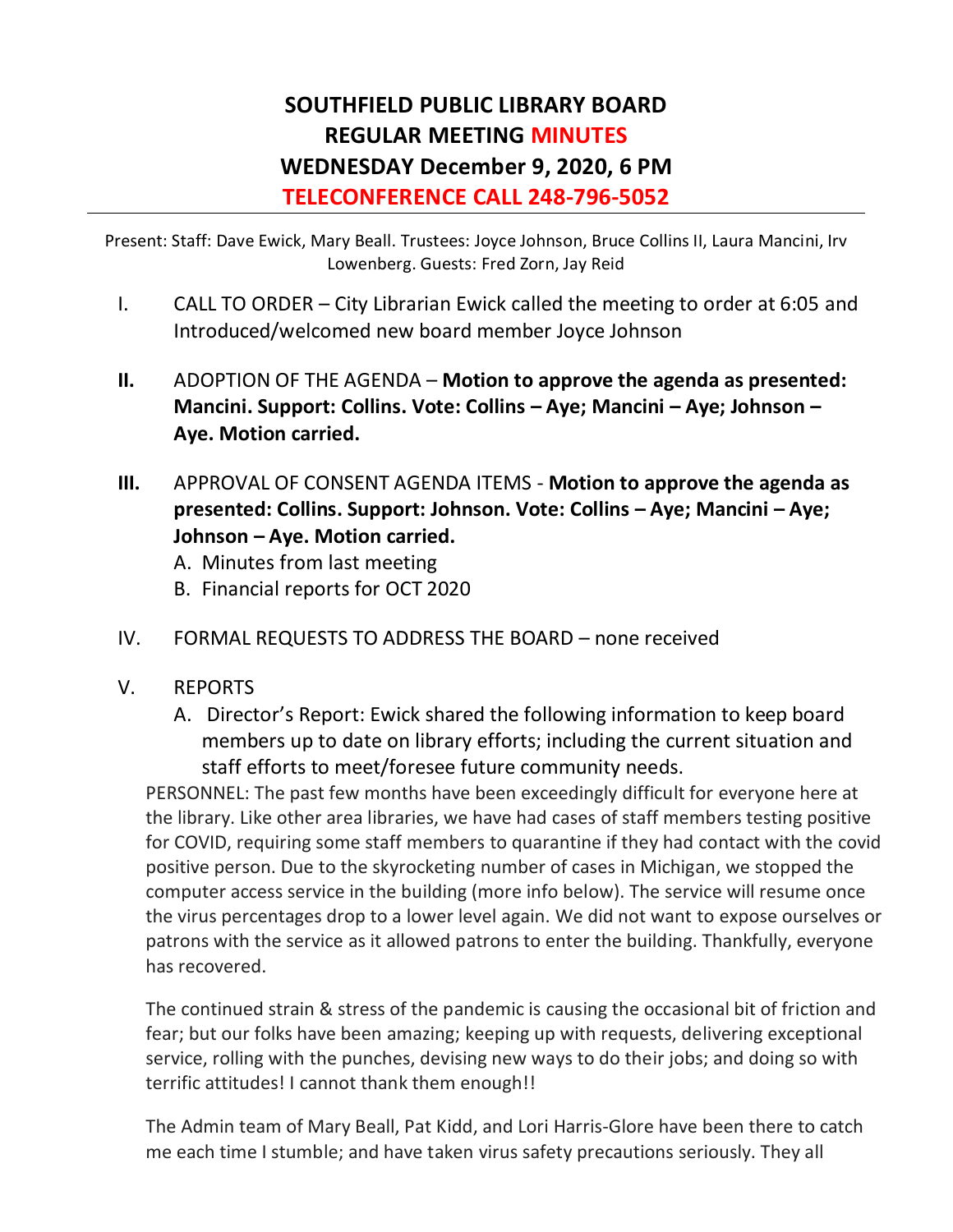# SOUTHFIELD PUBLIC LIBRARY BOARD
# REGULAR MEETING MINUTES
# WEDNESDAY December 9, 2020, 6 PM
# TELECONFERENCE CALL 248-796-5052

Present: Staff: Dave Ewick, Mary Beall. Trustees: Joyce Johnson, Bruce Collins II, Laura Mancini, Irv Lowenberg. Guests: Fred Zorn, Jay Reid

I. CALL TO ORDER – City Librarian Ewick called the meeting to order at 6:05 and Introduced/welcomed new board member Joyce Johnson

**II.** ADOPTION OF THE AGENDA – **Motion to approve the agenda as presented: Mancini. Support: Collins. Vote: Collins – Aye; Mancini – Aye; Johnson – Aye. Motion carried.**

**III.** APPROVAL OF CONSENT AGENDA ITEMS - **Motion to approve the agenda as presented: Collins. Support: Johnson. Vote: Collins – Aye; Mancini – Aye; Johnson – Aye. Motion carried.**

A. Minutes from last meeting
B. Financial reports for OCT 2020

IV. FORMAL REQUESTS TO ADDRESS THE BOARD – none received

V. REPORTS

A. Director's Report: Ewick shared the following information to keep board members up to date on library efforts; including the current situation and staff efforts to meet/foresee future community needs.

PERSONNEL: The past few months have been exceedingly difficult for everyone here at the library. Like other area libraries, we have had cases of staff members testing positive for COVID, requiring some staff members to quarantine if they had contact with the covid positive person. Due to the skyrocketing number of cases in Michigan, we stopped the computer access service in the building (more info below). The service will resume once the virus percentages drop to a lower level again. We did not want to expose ourselves or patrons with the service as it allowed patrons to enter the building. Thankfully, everyone has recovered.

The continued strain & stress of the pandemic is causing the occasional bit of friction and fear; but our folks have been amazing; keeping up with requests, delivering exceptional service, rolling with the punches, devising new ways to do their jobs; and doing so with terrific attitudes! I cannot thank them enough!!

The Admin team of Mary Beall, Pat Kidd, and Lori Harris-Glore have been there to catch me each time I stumble; and have taken virus safety precautions seriously. They all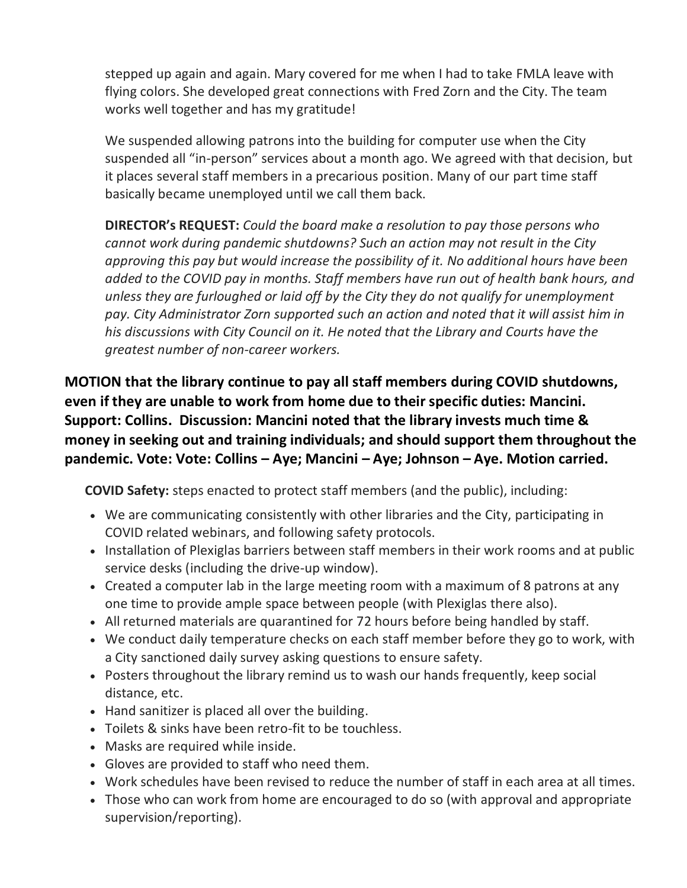stepped up again and again. Mary covered for me when I had to take FMLA leave with flying colors. She developed great connections with Fred Zorn and the City. The team works well together and has my gratitude!

We suspended allowing patrons into the building for computer use when the City suspended all "in-person" services about a month ago. We agreed with that decision, but it places several staff members in a precarious position. Many of our part time staff basically became unemployed until we call them back.

**DIRECTOR's REQUEST:** *Could the board make a resolution to pay those persons who cannot work during pandemic shutdowns? Such an action may not result in the City approving this pay but would increase the possibility of it. No additional hours have been added to the COVID pay in months. Staff members have run out of health bank hours, and unless they are furloughed or laid off by the City they do not qualify for unemployment pay. City Administrator Zorn supported such an action and noted that it will assist him in his discussions with City Council on it. He noted that the Library and Courts have the greatest number of non-career workers.*

**MOTION that the library continue to pay all staff members during COVID shutdowns, even if they are unable to work from home due to their specific duties: Mancini. Support: Collins. Discussion: Mancini noted that the library invests much time & money in seeking out and training individuals; and should support them throughout the pandemic. Vote: Vote: Collins – Aye; Mancini – Aye; Johnson – Aye. Motion carried.**

**COVID Safety:** steps enacted to protect staff members (and the public), including:

- We are communicating consistently with other libraries and the City, participating in COVID related webinars, and following safety protocols.
- Installation of Plexiglas barriers between staff members in their work rooms and at public service desks (including the drive-up window).
- Created a computer lab in the large meeting room with a maximum of 8 patrons at any one time to provide ample space between people (with Plexiglas there also).
- All returned materials are quarantined for 72 hours before being handled by staff.
- We conduct daily temperature checks on each staff member before they go to work, with a City sanctioned daily survey asking questions to ensure safety.
- Posters throughout the library remind us to wash our hands frequently, keep social distance, etc.
- Hand sanitizer is placed all over the building.
- Toilets & sinks have been retro-fit to be touchless.
- Masks are required while inside.
- Gloves are provided to staff who need them.
- Work schedules have been revised to reduce the number of staff in each area at all times.
- Those who can work from home are encouraged to do so (with approval and appropriate supervision/reporting).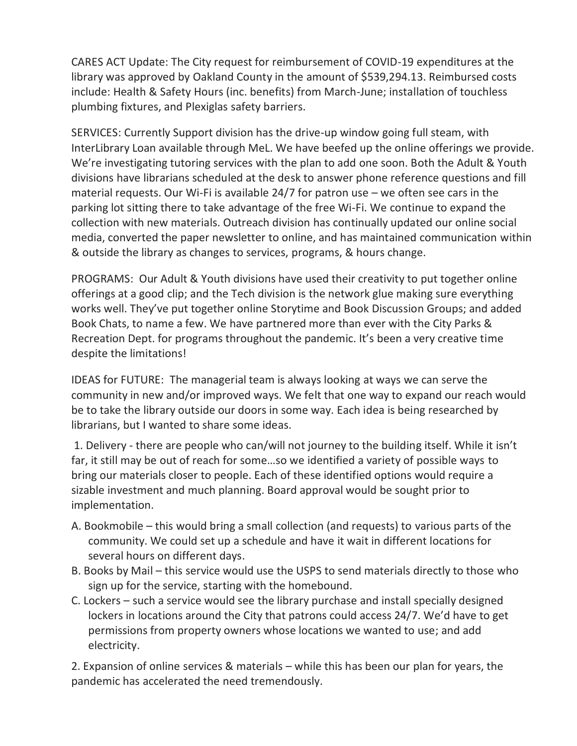CARES ACT Update: The City request for reimbursement of COVID-19 expenditures at the library was approved by Oakland County in the amount of $539,294.13. Reimbursed costs include: Health & Safety Hours (inc. benefits) from March-June; installation of touchless plumbing fixtures, and Plexiglas safety barriers.

SERVICES: Currently Support division has the drive-up window going full steam, with InterLibrary Loan available through MeL. We have beefed up the online offerings we provide. We're investigating tutoring services with the plan to add one soon. Both the Adult & Youth divisions have librarians scheduled at the desk to answer phone reference questions and fill material requests. Our Wi-Fi is available 24/7 for patron use – we often see cars in the parking lot sitting there to take advantage of the free Wi-Fi. We continue to expand the collection with new materials. Outreach division has continually updated our online social media, converted the paper newsletter to online, and has maintained communication within & outside the library as changes to services, programs, & hours change.

PROGRAMS: Our Adult & Youth divisions have used their creativity to put together online offerings at a good clip; and the Tech division is the network glue making sure everything works well. They've put together online Storytime and Book Discussion Groups; and added Book Chats, to name a few. We have partnered more than ever with the City Parks & Recreation Dept. for programs throughout the pandemic. It's been a very creative time despite the limitations!

IDEAS for FUTURE: The managerial team is always looking at ways we can serve the community in new and/or improved ways. We felt that one way to expand our reach would be to take the library outside our doors in some way. Each idea is being researched by librarians, but I wanted to share some ideas.

1. Delivery - there are people who can/will not journey to the building itself. While it isn't far, it still may be out of reach for some…so we identified a variety of possible ways to bring our materials closer to people. Each of these identified options would require a sizable investment and much planning. Board approval would be sought prior to implementation.

A. Bookmobile – this would bring a small collection (and requests) to various parts of the community. We could set up a schedule and have it wait in different locations for several hours on different days.

B. Books by Mail – this service would use the USPS to send materials directly to those who sign up for the service, starting with the homebound.

C. Lockers – such a service would see the library purchase and install specially designed lockers in locations around the City that patrons could access 24/7. We'd have to get permissions from property owners whose locations we wanted to use; and add electricity.

2. Expansion of online services & materials – while this has been our plan for years, the pandemic has accelerated the need tremendously.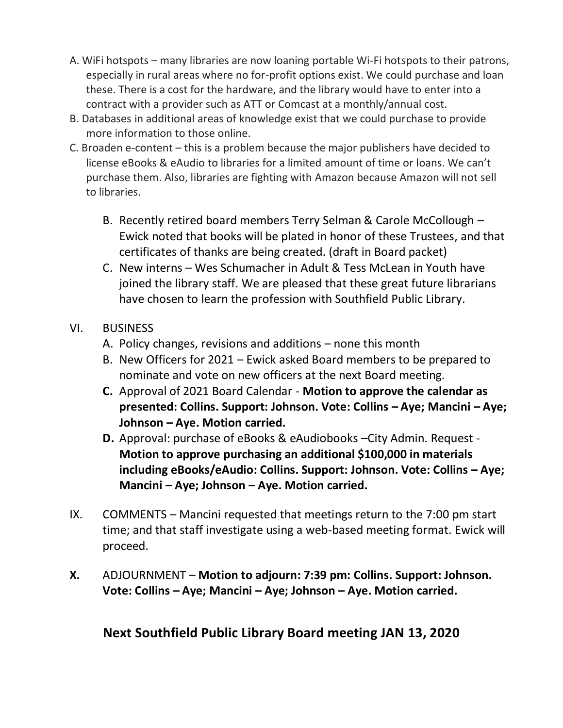A. WiFi hotspots – many libraries are now loaning portable Wi-Fi hotspots to their patrons, especially in rural areas where no for-profit options exist. We could purchase and loan these. There is a cost for the hardware, and the library would have to enter into a contract with a provider such as ATT or Comcast at a monthly/annual cost.

B. Databases in additional areas of knowledge exist that we could purchase to provide more information to those online.

C. Broaden e-content – this is a problem because the major publishers have decided to license eBooks & eAudio to libraries for a limited amount of time or loans. We can't purchase them. Also, libraries are fighting with Amazon because Amazon will not sell to libraries.

B. Recently retired board members Terry Selman & Carole McCollough – Ewick noted that books will be plated in honor of these Trustees, and that certificates of thanks are being created. (draft in Board packet)

C. New interns – Wes Schumacher in Adult & Tess McLean in Youth have joined the library staff. We are pleased that these great future librarians have chosen to learn the profession with Southfield Public Library.

VI. BUSINESS

A. Policy changes, revisions and additions – none this month

B. New Officers for 2021 – Ewick asked Board members to be prepared to nominate and vote on new officers at the next Board meeting.

**C.** Approval of 2021 Board Calendar - **Motion to approve the calendar as presented: Collins. Support: Johnson. Vote: Collins – Aye; Mancini – Aye; Johnson – Aye. Motion carried.**

**D.** Approval: purchase of eBooks & eAudiobooks –City Admin. Request - **Motion to approve purchasing an additional $100,000 in materials including eBooks/eAudio: Collins. Support: Johnson. Vote: Collins – Aye; Mancini – Aye; Johnson – Aye. Motion carried.**

IX. COMMENTS – Mancini requested that meetings return to the 7:00 pm start time; and that staff investigate using a web-based meeting format. Ewick will proceed.

**X.** ADJOURNMENT – **Motion to adjourn: 7:39 pm: Collins. Support: Johnson. Vote: Collins – Aye; Mancini – Aye; Johnson – Aye. Motion carried.**

**Next Southfield Public Library Board meeting JAN 13, 2020**